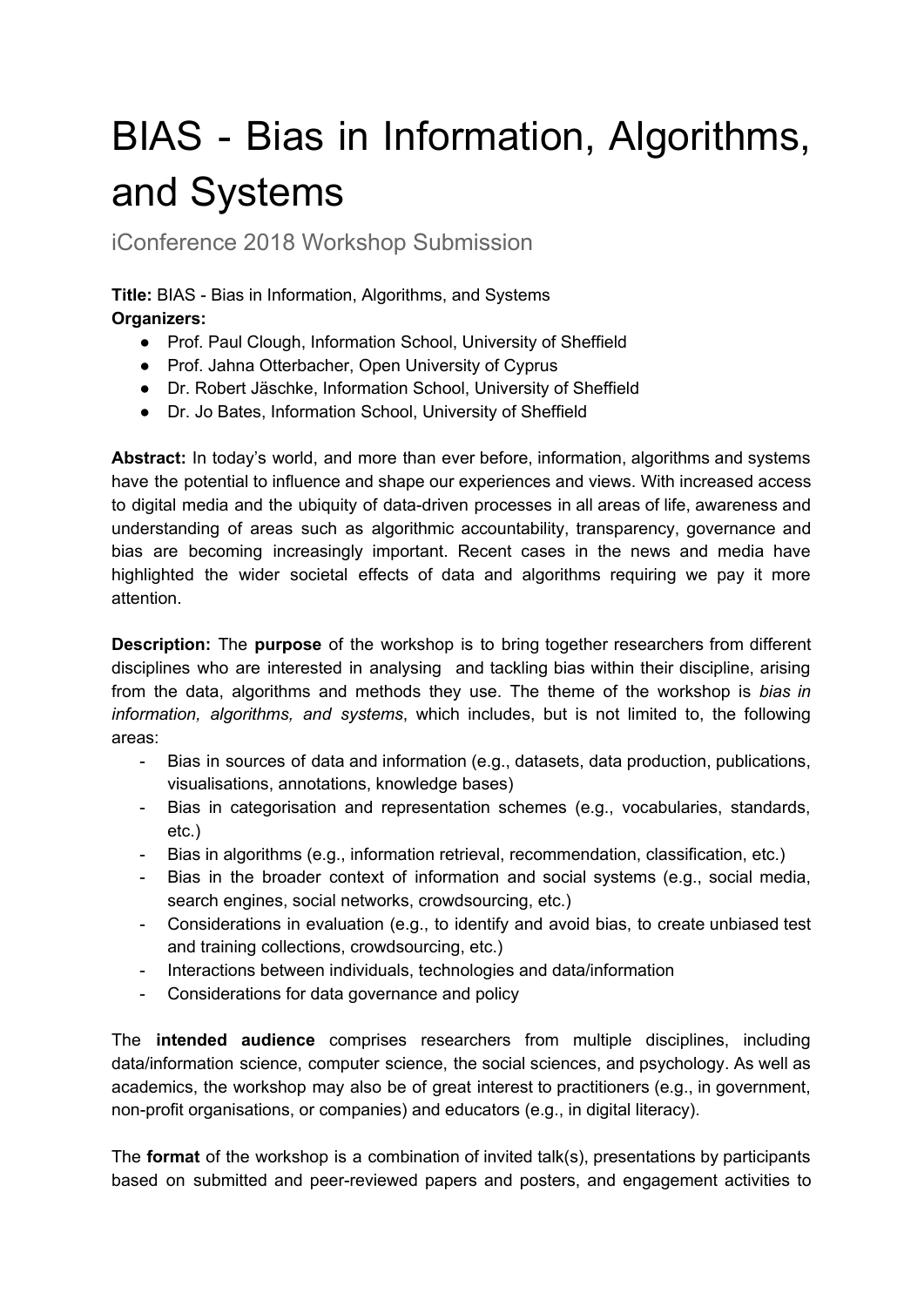# BIAS - Bias in Information, Algorithms, and Systems

iConference 2018 Workshop Submission

**Title:** BIAS - Bias in Information, Algorithms, and Systems
**Organizers:**

- Prof. Paul Clough, Information School, University of Sheffield
- Prof. Jahna Otterbacher, Open University of Cyprus
- Dr. Robert Jäschke, Information School, University of Sheffield
- Dr. Jo Bates, Information School, University of Sheffield

**Abstract:** In today's world, and more than ever before, information, algorithms and systems have the potential to influence and shape our experiences and views. With increased access to digital media and the ubiquity of data-driven processes in all areas of life, awareness and understanding of areas such as algorithmic accountability, transparency, governance and bias are becoming increasingly important. Recent cases in the news and media have highlighted the wider societal effects of data and algorithms requiring we pay it more attention.

**Description:** The **purpose** of the workshop is to bring together researchers from different disciplines who are interested in analysing and tackling bias within their discipline, arising from the data, algorithms and methods they use. The theme of the workshop is *bias in information, algorithms, and systems*, which includes, but is not limited to, the following areas:

- Bias in sources of data and information (e.g., datasets, data production, publications, visualisations, annotations, knowledge bases)
- Bias in categorisation and representation schemes (e.g., vocabularies, standards, etc.)
- Bias in algorithms (e.g., information retrieval, recommendation, classification, etc.)
- Bias in the broader context of information and social systems (e.g., social media, search engines, social networks, crowdsourcing, etc.)
- Considerations in evaluation (e.g., to identify and avoid bias, to create unbiased test and training collections, crowdsourcing, etc.)
- Interactions between individuals, technologies and data/information
- Considerations for data governance and policy

The **intended audience** comprises researchers from multiple disciplines, including data/information science, computer science, the social sciences, and psychology. As well as academics, the workshop may also be of great interest to practitioners (e.g., in government, non-profit organisations, or companies) and educators (e.g., in digital literacy).

The **format** of the workshop is a combination of invited talk(s), presentations by participants based on submitted and peer-reviewed papers and posters, and engagement activities to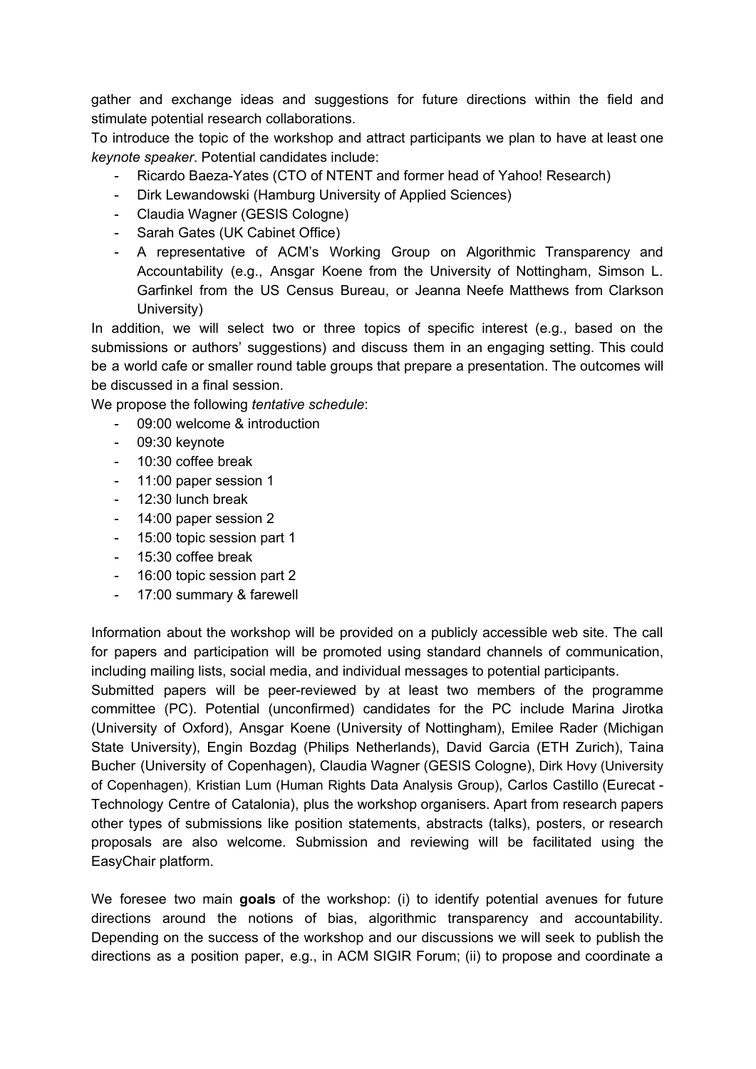gather and exchange ideas and suggestions for future directions within the field and stimulate potential research collaborations.

To introduce the topic of the workshop and attract participants we plan to have at least one *keynote speaker*. Potential candidates include:

- Ricardo Baeza-Yates (CTO of NTENT and former head of Yahoo! Research)
- Dirk Lewandowski (Hamburg University of Applied Sciences)
- Claudia Wagner (GESIS Cologne)
- Sarah Gates (UK Cabinet Office)
- A representative of ACM's Working Group on Algorithmic Transparency and Accountability (e.g., Ansgar Koene from the University of Nottingham, Simson L. Garfinkel from the US Census Bureau, or Jeanna Neefe Matthews from Clarkson University)

In addition, we will select two or three topics of specific interest (e.g., based on the submissions or authors' suggestions) and discuss them in an engaging setting. This could be a world cafe or smaller round table groups that prepare a presentation. The outcomes will be discussed in a final session.

We propose the following *tentative schedule*:

- 09:00 welcome & introduction
- 09:30 keynote
- 10:30 coffee break
- 11:00 paper session 1
- 12:30 lunch break
- 14:00 paper session 2
- 15:00 topic session part 1
- 15:30 coffee break
- 16:00 topic session part 2
- 17:00 summary & farewell

Information about the workshop will be provided on a publicly accessible web site. The call for papers and participation will be promoted using standard channels of communication, including mailing lists, social media, and individual messages to potential participants.

Submitted papers will be peer-reviewed by at least two members of the programme committee (PC). Potential (unconfirmed) candidates for the PC include Marina Jirotka (University of Oxford), Ansgar Koene (University of Nottingham), Emilee Rader (Michigan State University), Engin Bozdag (Philips Netherlands), David Garcia (ETH Zurich), Taina Bucher (University of Copenhagen), Claudia Wagner (GESIS Cologne), Dirk Hovy (University of Copenhagen), Kristian Lum (Human Rights Data Analysis Group), Carlos Castillo (Eurecat - Technology Centre of Catalonia), plus the workshop organisers. Apart from research papers other types of submissions like position statements, abstracts (talks), posters, or research proposals are also welcome. Submission and reviewing will be facilitated using the EasyChair platform.

We foresee two main **goals** of the workshop: (i) to identify potential avenues for future directions around the notions of bias, algorithmic transparency and accountability. Depending on the success of the workshop and our discussions we will seek to publish the directions as a position paper, e.g., in ACM SIGIR Forum; (ii) to propose and coordinate a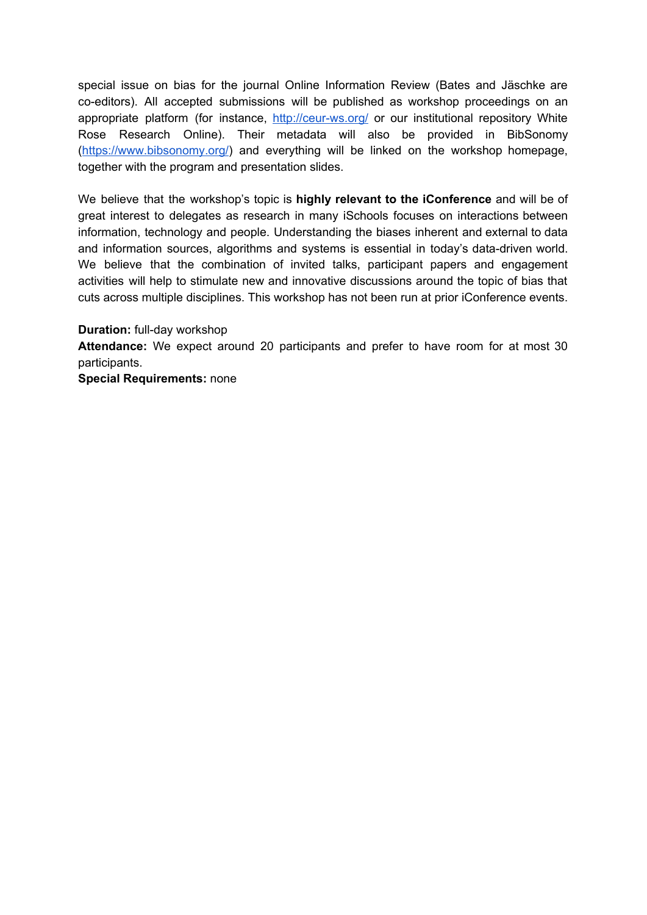special issue on bias for the journal Online Information Review (Bates and Jäschke are co-editors). All accepted submissions will be published as workshop proceedings on an appropriate platform (for instance, http://ceur-ws.org/ or our institutional repository White Rose Research Online). Their metadata will also be provided in BibSonomy (https://www.bibsonomy.org/) and everything will be linked on the workshop homepage, together with the program and presentation slides.

We believe that the workshop's topic is **highly relevant to the iConference** and will be of great interest to delegates as research in many iSchools focuses on interactions between information, technology and people. Understanding the biases inherent and external to data and information sources, algorithms and systems is essential in today's data-driven world. We believe that the combination of invited talks, participant papers and engagement activities will help to stimulate new and innovative discussions around the topic of bias that cuts across multiple disciplines. This workshop has not been run at prior iConference events.

**Duration:** full-day workshop
**Attendance:** We expect around 20 participants and prefer to have room for at most 30 participants.
**Special Requirements:** none